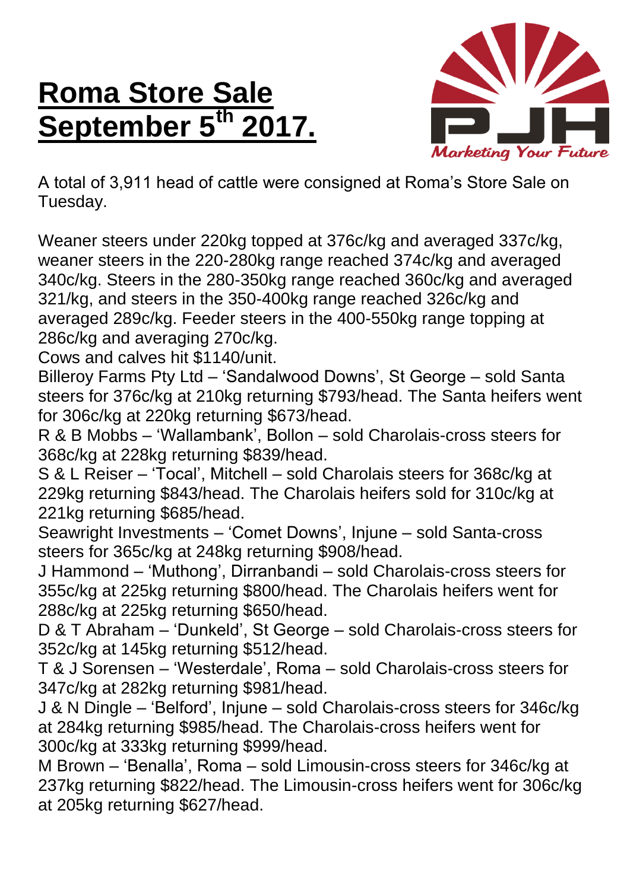# **Roma Store Sale September 5th 2017.**

Marketing Your Future

A total of 3,911 head of cattle were consigned at Roma's Store Sale on Tuesday.

Weaner steers under 220kg topped at 376c/kg and averaged 337c/kg, weaner steers in the 220-280kg range reached 374c/kg and averaged 340c/kg. Steers in the 280-350kg range reached 360c/kg and averaged 321/kg, and steers in the 350-400kg range reached 326c/kg and averaged 289c/kg. Feeder steers in the 400-550kg range topping at 286c/kg and averaging 270c/kg.

Cows and calves hit $1140/unit.

Billeroy Farms Pty Ltd – 'Sandalwood Downs', St George – sold Santa steers for 376c/kg at 210kg returning $793/head. The Santa heifers went for 306c/kg at 220kg returning $673/head.

R & B Mobbs – 'Wallambank', Bollon – sold Charolais-cross steers for 368c/kg at 228kg returning $839/head.

S & L Reiser – 'Tocal', Mitchell – sold Charolais steers for 368c/kg at 229kg returning $843/head. The Charolais heifers sold for 310c/kg at 221kg returning $685/head.

Seawright Investments – 'Comet Downs', Injune – sold Santa-cross steers for 365c/kg at 248kg returning $908/head.

J Hammond – 'Muthong', Dirranbandi – sold Charolais-cross steers for 355c/kg at 225kg returning $800/head. The Charolais heifers went for 288c/kg at 225kg returning $650/head.

D & T Abraham – 'Dunkeld', St George – sold Charolais-cross steers for 352c/kg at 145kg returning $512/head.

T & J Sorensen – 'Westerdale', Roma – sold Charolais-cross steers for 347c/kg at 282kg returning $981/head.

J & N Dingle – 'Belford', Injune – sold Charolais-cross steers for 346c/kg at 284kg returning $985/head. The Charolais-cross heifers went for 300c/kg at 333kg returning $999/head.

M Brown – 'Benalla', Roma – sold Limousin-cross steers for 346c/kg at 237kg returning $822/head. The Limousin-cross heifers went for 306c/kg at 205kg returning $627/head.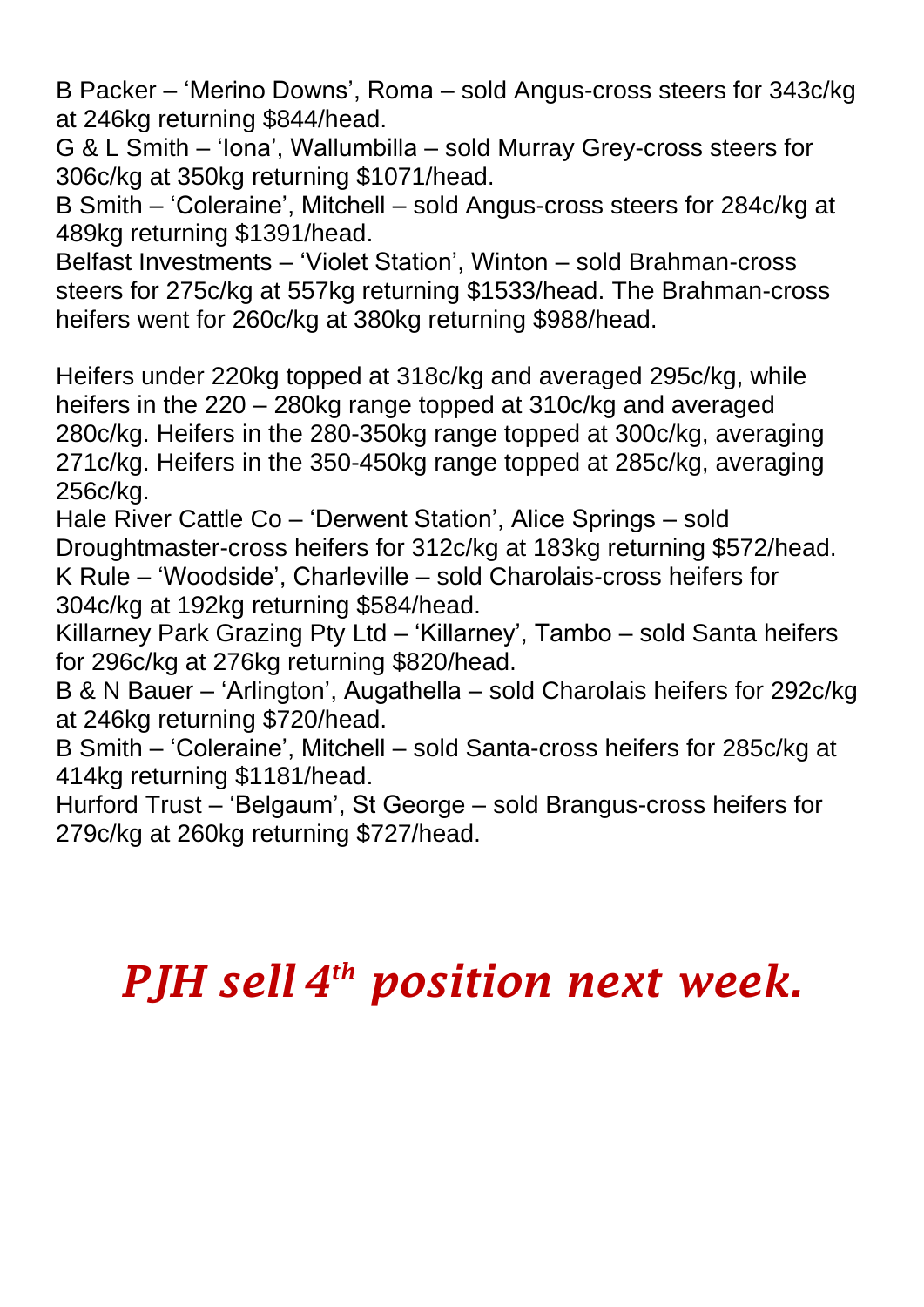B Packer – 'Merino Downs', Roma – sold Angus-cross steers for 343c/kg at 246kg returning $844/head.
G & L Smith – 'Iona', Wallumbilla – sold Murray Grey-cross steers for 306c/kg at 350kg returning $1071/head.
B Smith – 'Coleraine', Mitchell – sold Angus-cross steers for 284c/kg at 489kg returning $1391/head.
Belfast Investments – 'Violet Station', Winton – sold Brahman-cross steers for 275c/kg at 557kg returning $1533/head. The Brahman-cross heifers went for 260c/kg at 380kg returning $988/head.

Heifers under 220kg topped at 318c/kg and averaged 295c/kg, while heifers in the 220 – 280kg range topped at 310c/kg and averaged 280c/kg. Heifers in the 280-350kg range topped at 300c/kg, averaging 271c/kg. Heifers in the 350-450kg range topped at 285c/kg, averaging 256c/kg.
Hale River Cattle Co – 'Derwent Station', Alice Springs – sold Droughtmaster-cross heifers for 312c/kg at 183kg returning $572/head.
K Rule – 'Woodside', Charleville – sold Charolais-cross heifers for 304c/kg at 192kg returning $584/head.
Killarney Park Grazing Pty Ltd – 'Killarney', Tambo – sold Santa heifers for 296c/kg at 276kg returning $820/head.
B & N Bauer – 'Arlington', Augathella – sold Charolais heifers for 292c/kg at 246kg returning $720/head.
B Smith – 'Coleraine', Mitchell – sold Santa-cross heifers for 285c/kg at 414kg returning $1181/head.
Hurford Trust – 'Belgaum', St George – sold Brangus-cross heifers for 279c/kg at 260kg returning $727/head.

***PJH sell 4th position next week.***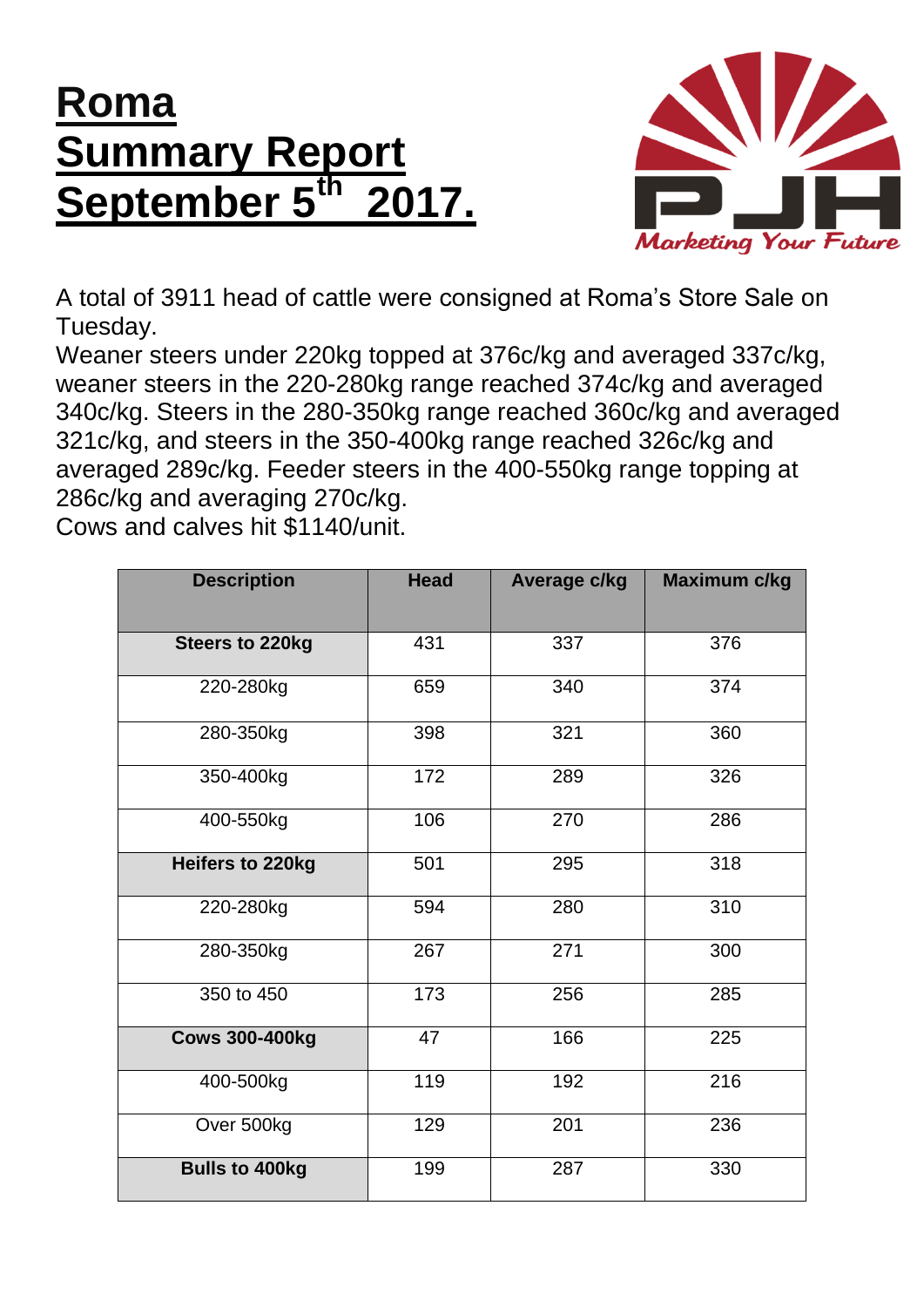# Roma Summary Report September 5th 2017.

A total of 3911 head of cattle were consigned at Roma's Store Sale on Tuesday.

Weaner steers under 220kg topped at 376c/kg and averaged 337c/kg, weaner steers in the 220-280kg range reached 374c/kg and averaged 340c/kg. Steers in the 280-350kg range reached 360c/kg and averaged 321c/kg, and steers in the 350-400kg range reached 326c/kg and averaged 289c/kg. Feeder steers in the 400-550kg range topping at 286c/kg and averaging 270c/kg.

Cows and calves hit $1140/unit.

| Description | Head | Average c/kg | Maximum c/kg |
|---|---|---|---|
| **Steers to 220kg** | 431 | 337 | 376 |
| 220-280kg | 659 | 340 | 374 |
| 280-350kg | 398 | 321 | 360 |
| 350-400kg | 172 | 289 | 326 |
| 400-550kg | 106 | 270 | 286 |
| **Heifers to 220kg** | 501 | 295 | 318 |
| 220-280kg | 594 | 280 | 310 |
| 280-350kg | 267 | 271 | 300 |
| 350 to 450 | 173 | 256 | 285 |
| **Cows 300-400kg** | 47 | 166 | 225 |
| 400-500kg | 119 | 192 | 216 |
| Over 500kg | 129 | 201 | 236 |
| **Bulls to 400kg** | 199 | 287 | 330 |